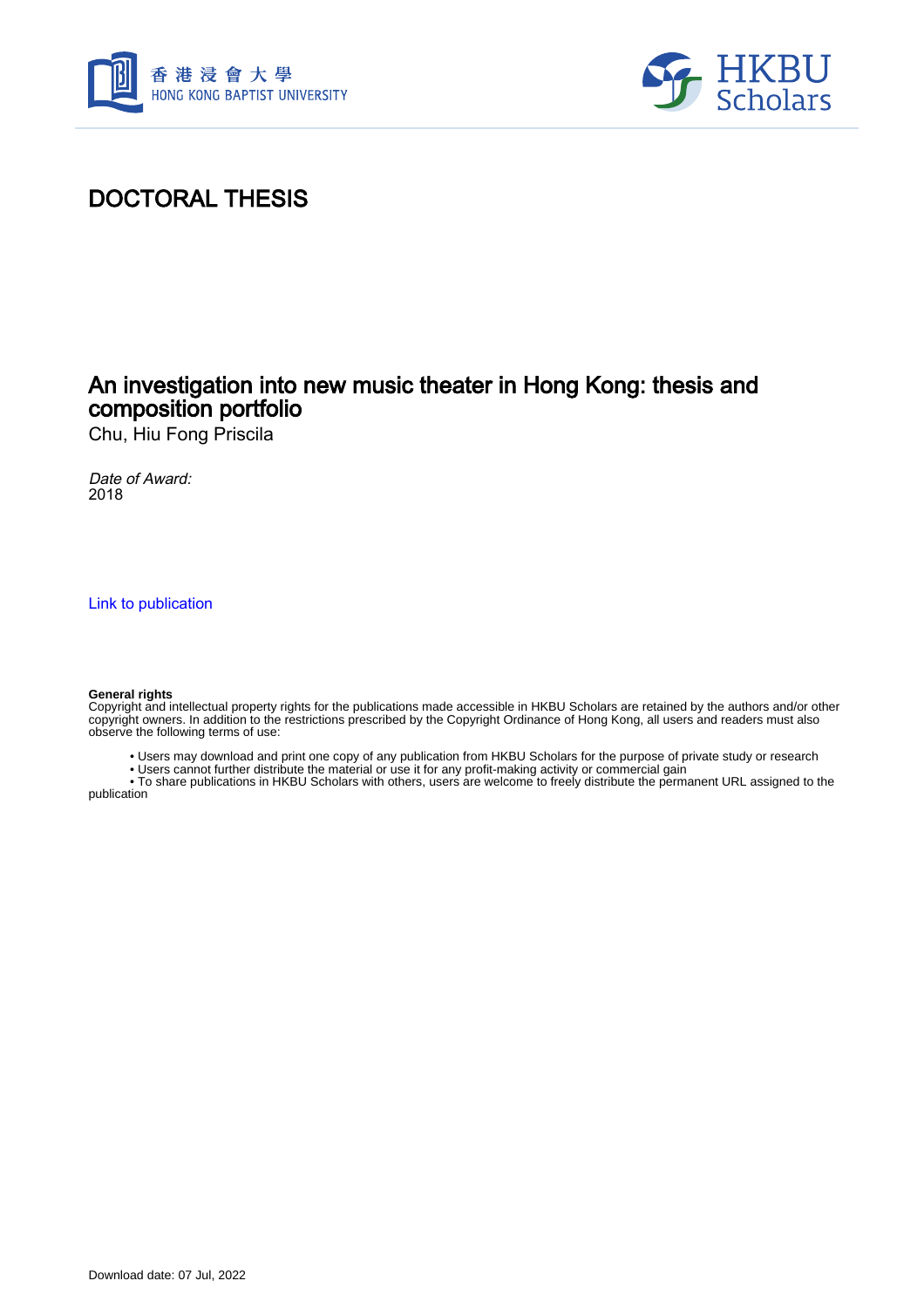# DOCTORAL THESIS

## An investigation into new music theater in Hong Kong: thesis and composition portfolio

Chu, Hiu Fong Priscila

*Date of Award:*
2018

[Link to publication](#)

**General rights**
Copyright and intellectual property rights for the publications made accessible in HKBU Scholars are retained by the authors and/or other copyright owners. In addition to the restrictions prescribed by the Copyright Ordinance of Hong Kong, all users and readers must also observe the following terms of use:

- Users may download and print one copy of any publication from HKBU Scholars for the purpose of private study or research
- Users cannot further distribute the material or use it for any profit-making activity or commercial gain
- To share publications in HKBU Scholars with others, users are welcome to freely distribute the permanent URL assigned to the publication

Download date: 07 Jul, 2022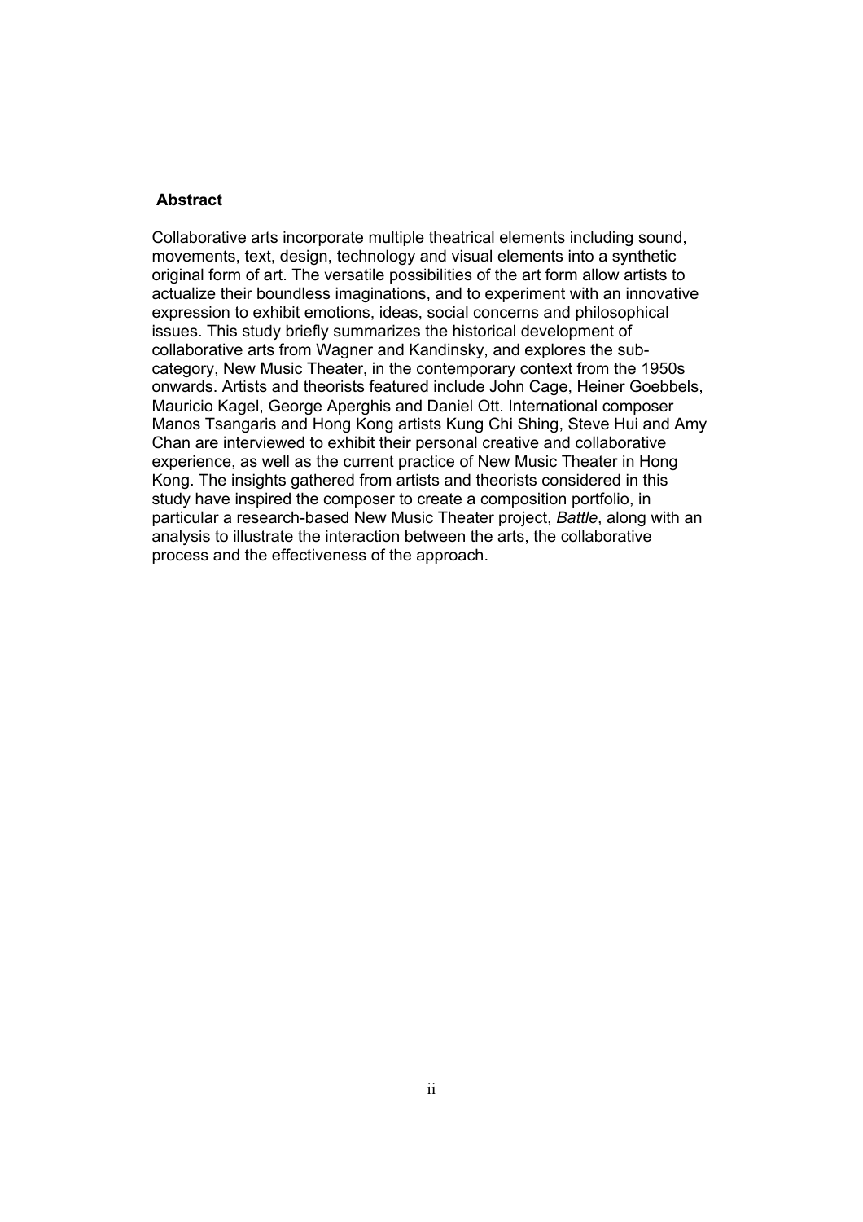## Abstract

Collaborative arts incorporate multiple theatrical elements including sound, movements, text, design, technology and visual elements into a synthetic original form of art. The versatile possibilities of the art form allow artists to actualize their boundless imaginations, and to experiment with an innovative expression to exhibit emotions, ideas, social concerns and philosophical issues. This study briefly summarizes the historical development of collaborative arts from Wagner and Kandinsky, and explores the sub-category, New Music Theater, in the contemporary context from the 1950s onwards. Artists and theorists featured include John Cage, Heiner Goebbels, Mauricio Kagel, George Aperghis and Daniel Ott. International composer Manos Tsangaris and Hong Kong artists Kung Chi Shing, Steve Hui and Amy Chan are interviewed to exhibit their personal creative and collaborative experience, as well as the current practice of New Music Theater in Hong Kong. The insights gathered from artists and theorists considered in this study have inspired the composer to create a composition portfolio, in particular a research-based New Music Theater project, *Battle*, along with an analysis to illustrate the interaction between the arts, the collaborative process and the effectiveness of the approach.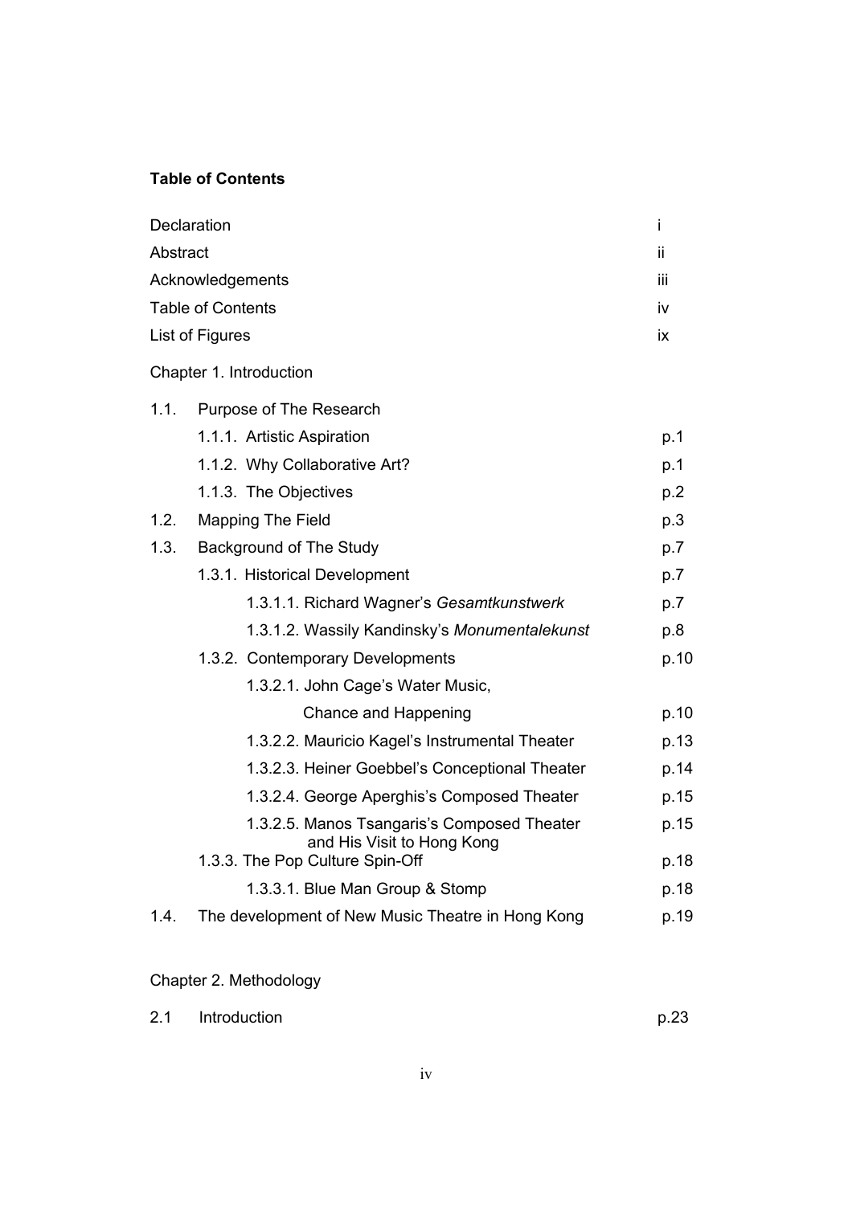**Table of Contents**

| | |
|---|---|
| Declaration | i |
| Abstract | ii |
| Acknowledgements | iii |
| Table of Contents | iv |
| List of Figures | ix |

Chapter 1. Introduction

| | | |
|---|---|---|
| 1.1. | Purpose of The Research | |
| | 1.1.1. Artistic Aspiration | p.1 |
| | 1.1.2. Why Collaborative Art? | p.1 |
| | 1.1.3. The Objectives | p.2 |
| 1.2. | Mapping The Field | p.3 |
| 1.3. | Background of The Study | p.7 |
| | 1.3.1. Historical Development | p.7 |
| | 1.3.1.1. Richard Wagner's *Gesamtkunstwerk* | p.7 |
| | 1.3.1.2. Wassily Kandinsky's *Monumentalekunst* | p.8 |
| | 1.3.2. Contemporary Developments | p.10 |
| | 1.3.2.1. John Cage's Water Music, Chance and Happening | p.10 |
| | 1.3.2.2. Mauricio Kagel's Instrumental Theater | p.13 |
| | 1.3.2.3. Heiner Goebbel's Conceptional Theater | p.14 |
| | 1.3.2.4. George Aperghis's Composed Theater | p.15 |
| | 1.3.2.5. Manos Tsangaris's Composed Theater and His Visit to Hong Kong | p.15 |
| | 1.3.3. The Pop Culture Spin-Off | p.18 |
| | 1.3.3.1. Blue Man Group & Stomp | p.18 |
| 1.4. | The development of New Music Theatre in Hong Kong | p.19 |

Chapter 2. Methodology

| | | |
|---|---|---|
| 2.1 | Introduction | p.23 |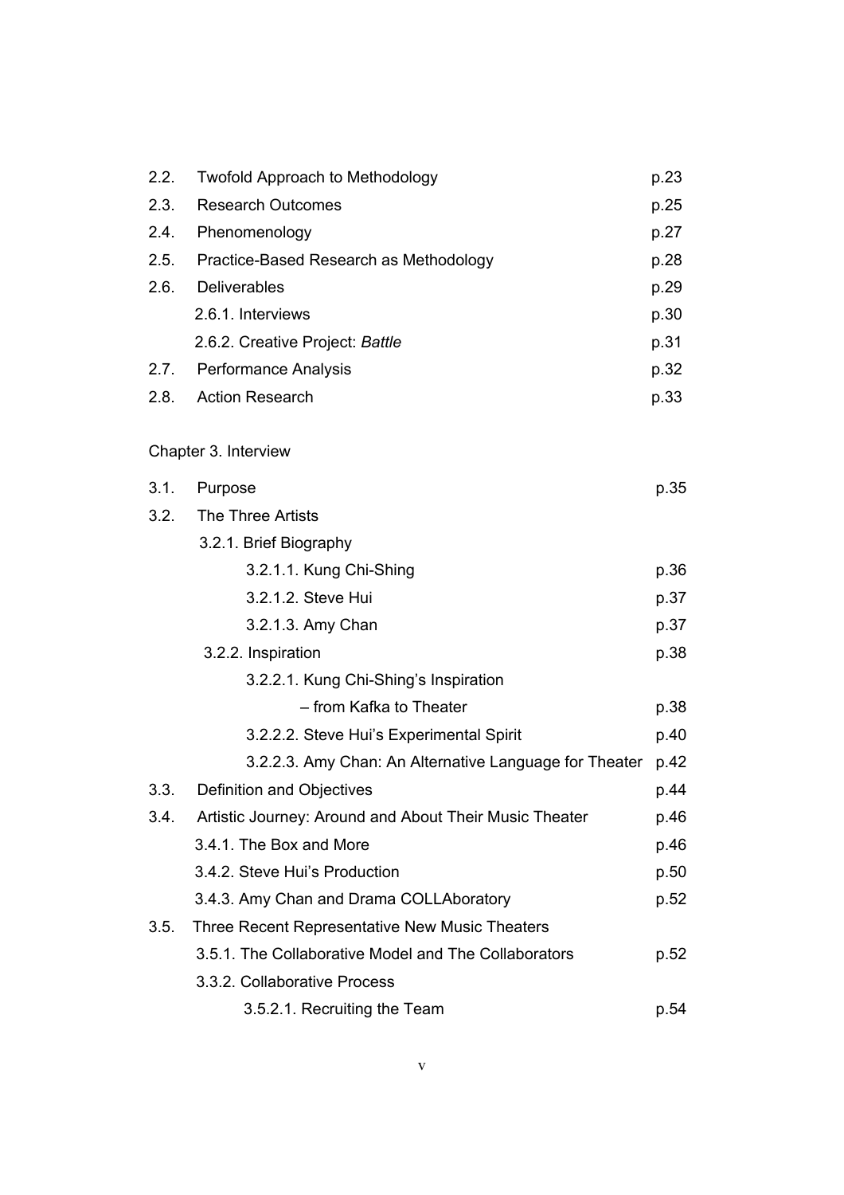| | | |
|---|---|---|
| 2.2. | Twofold Approach to Methodology | p.23 |
| 2.3. | Research Outcomes | p.25 |
| 2.4. | Phenomenology | p.27 |
| 2.5. | Practice-Based Research as Methodology | p.28 |
| 2.6. | Deliverables | p.29 |
| | 2.6.1. Interviews | p.30 |
| | 2.6.2. Creative Project: *Battle* | p.31 |
| 2.7. | Performance Analysis | p.32 |
| 2.8. | Action Research | p.33 |

Chapter 3. Interview

| | | |
|---|---|---|
| 3.1. | Purpose | p.35 |
| 3.2. | The Three Artists | |
| | 3.2.1. Brief Biography | |
| | 3.2.1.1. Kung Chi-Shing | p.36 |
| | 3.2.1.2. Steve Hui | p.37 |
| | 3.2.1.3. Amy Chan | p.37 |
| | 3.2.2. Inspiration | p.38 |
| | 3.2.2.1. Kung Chi-Shing's Inspiration – from Kafka to Theater | p.38 |
| | 3.2.2.2. Steve Hui's Experimental Spirit | p.40 |
| | 3.2.2.3. Amy Chan: An Alternative Language for Theater | p.42 |
| 3.3. | Definition and Objectives | p.44 |
| 3.4. | Artistic Journey: Around and About Their Music Theater | p.46 |
| | 3.4.1. The Box and More | p.46 |
| | 3.4.2. Steve Hui's Production | p.50 |
| | 3.4.3. Amy Chan and Drama COLLAboratory | p.52 |
| 3.5. | Three Recent Representative New Music Theaters | |
| | 3.5.1. The Collaborative Model and The Collaborators | p.52 |
| | 3.3.2. Collaborative Process | |
| | 3.5.2.1. Recruiting the Team | p.54 |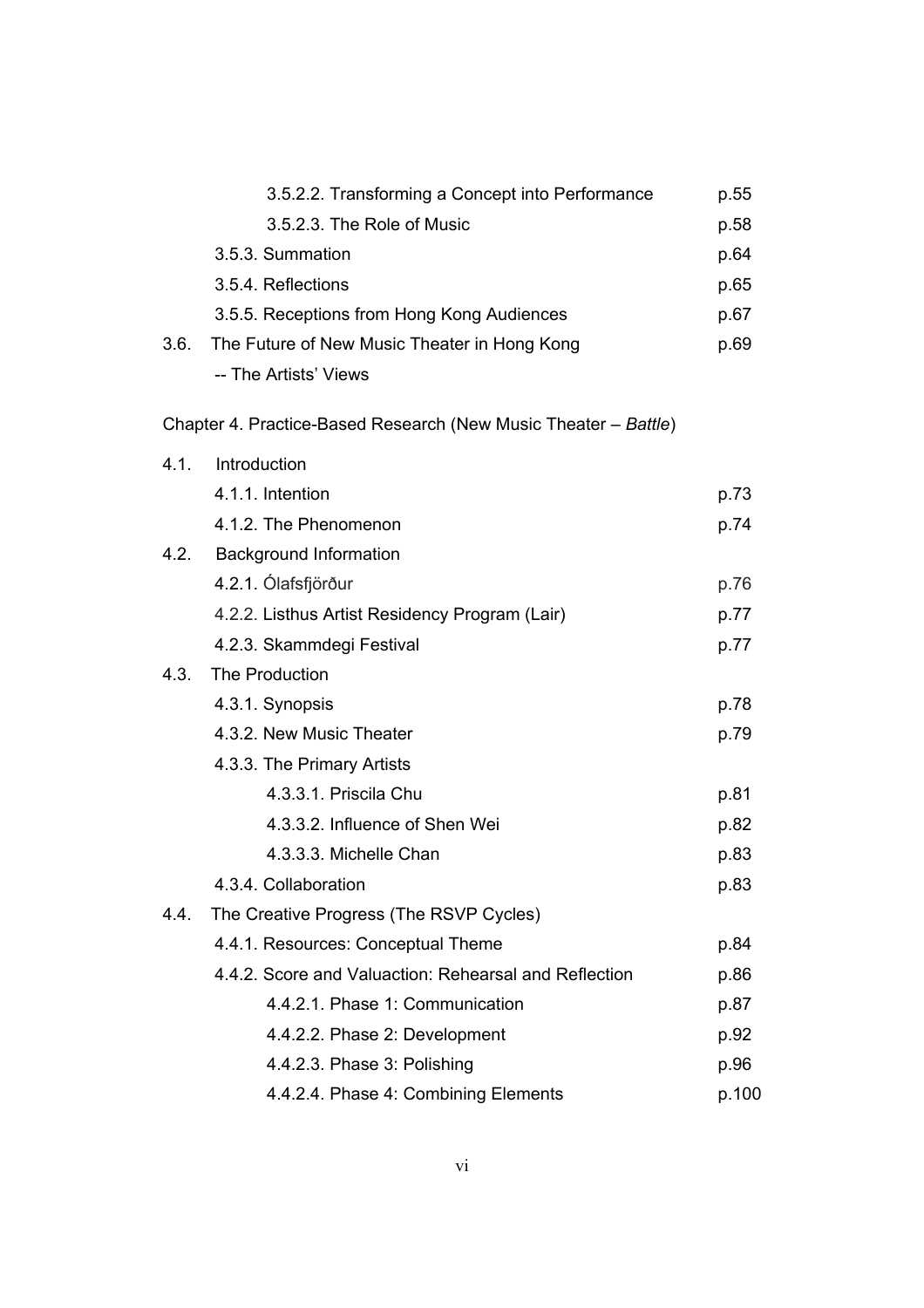| | | |
|---|---|---|
| | 3.5.2.2. Transforming a Concept into Performance | p.55 |
| | 3.5.2.3. The Role of Music | p.58 |
| | 3.5.3. Summation | p.64 |
| | 3.5.4. Reflections | p.65 |
| | 3.5.5. Receptions from Hong Kong Audiences | p.67 |
| 3.6. | The Future of New Music Theater in Hong Kong -- The Artists' Views | p.69 |

Chapter 4. Practice-Based Research (New Music Theater – *Battle*)

| | | |
|---|---|---|
| 4.1. | Introduction | |
| | 4.1.1. Intention | p.73 |
| | 4.1.2. The Phenomenon | p.74 |
| 4.2. | Background Information | |
| | 4.2.1. Ólafsfjörður | p.76 |
| | 4.2.2. Listhus Artist Residency Program (Lair) | p.77 |
| | 4.2.3. Skammdegi Festival | p.77 |
| 4.3. | The Production | |
| | 4.3.1. Synopsis | p.78 |
| | 4.3.2. New Music Theater | p.79 |
| | 4.3.3. The Primary Artists | |
| | 4.3.3.1. Priscila Chu | p.81 |
| | 4.3.3.2. Influence of Shen Wei | p.82 |
| | 4.3.3.3. Michelle Chan | p.83 |
| | 4.3.4. Collaboration | p.83 |
| 4.4. | The Creative Progress (The RSVP Cycles) | |
| | 4.4.1. Resources: Conceptual Theme | p.84 |
| | 4.4.2. Score and Valuaction: Rehearsal and Reflection | p.86 |
| | 4.4.2.1. Phase 1: Communication | p.87 |
| | 4.4.2.2. Phase 2: Development | p.92 |
| | 4.4.2.3. Phase 3: Polishing | p.96 |
| | 4.4.2.4. Phase 4: Combining Elements | p.100 |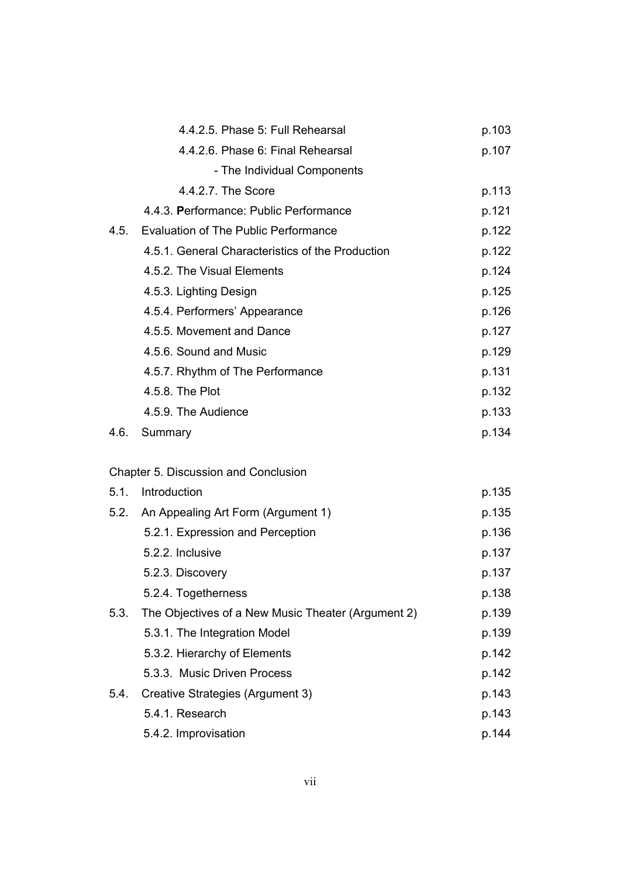4.4.2.5. Phase 5: Full Rehearsal p.103

4.4.2.6. Phase 6: Final Rehearsal p.107

- The Individual Components

4.4.2.7. The Score p.113

4.4.3. **P**erformance: Public Performance p.121

4.5. Evaluation of The Public Performance p.122

4.5.1. General Characteristics of the Production p.122

4.5.2. The Visual Elements p.124

4.5.3. Lighting Design p.125

4.5.4. Performers' Appearance p.126

4.5.5. Movement and Dance p.127

4.5.6. Sound and Music p.129

4.5.7. Rhythm of The Performance p.131

4.5.8. The Plot p.132

4.5.9. The Audience p.133

4.6. Summary p.134

Chapter 5. Discussion and Conclusion

5.1. Introduction p.135

5.2. An Appealing Art Form (Argument 1) p.135

5.2.1. Expression and Perception p.136

5.2.2. Inclusive p.137

5.2.3. Discovery p.137

5.2.4. Togetherness p.138

5.3. The Objectives of a New Music Theater (Argument 2) p.139

5.3.1. The Integration Model p.139

5.3.2. Hierarchy of Elements p.142

5.3.3. Music Driven Process p.142

5.4. Creative Strategies (Argument 3) p.143

5.4.1. Research p.143

5.4.2. Improvisation p.144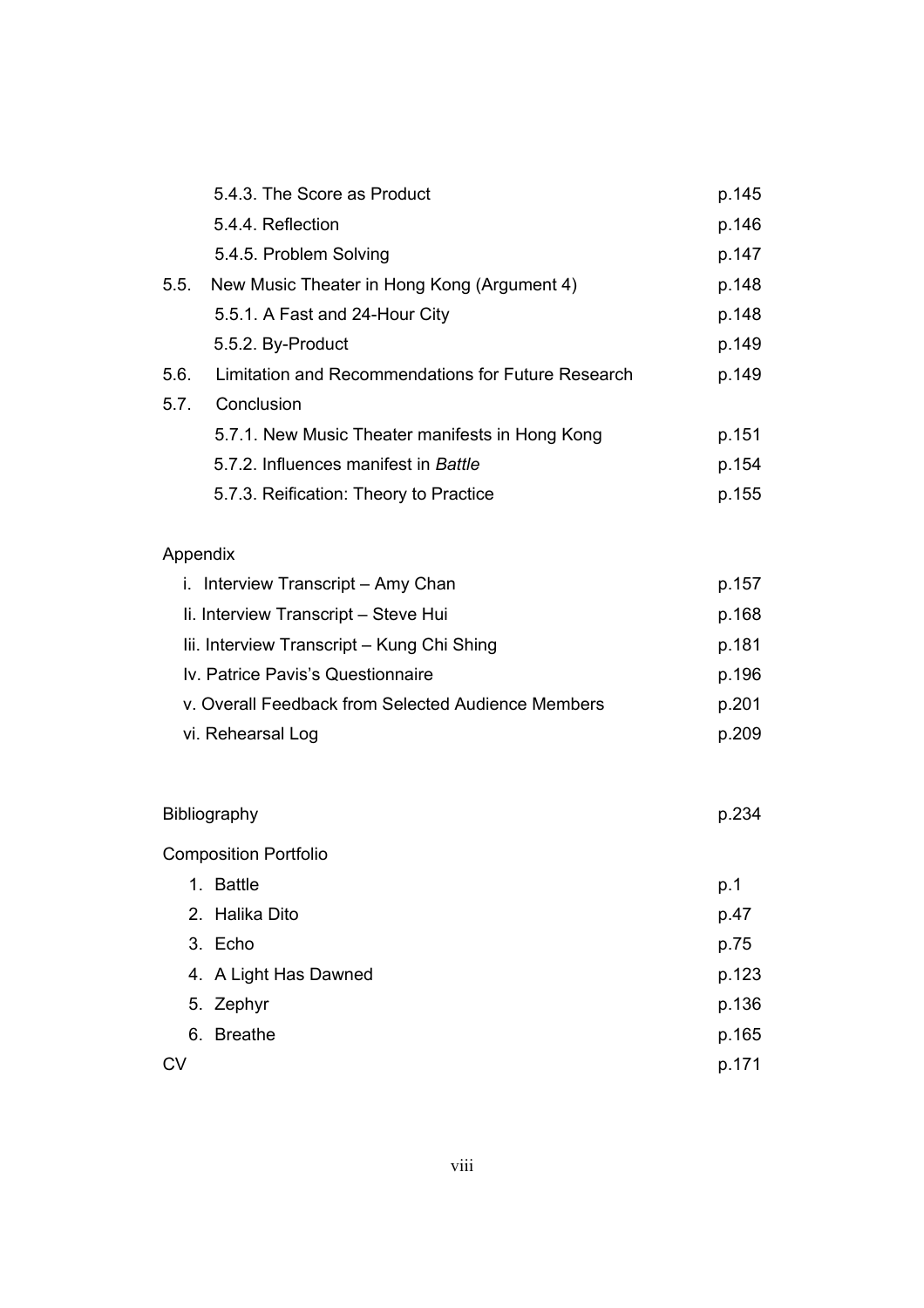5.4.3. The Score as Product p.145

5.4.4. Reflection p.146

5.4.5. Problem Solving p.147

5.5. New Music Theater in Hong Kong (Argument 4) p.148

5.5.1. A Fast and 24-Hour City p.148

5.5.2. By-Product p.149

5.6. Limitation and Recommendations for Future Research p.149

5.7. Conclusion

5.7.1. New Music Theater manifests in Hong Kong p.151

5.7.2. Influences manifest in *Battle* p.154

5.7.3. Reification: Theory to Practice p.155

Appendix

i. Interview Transcript – Amy Chan p.157

Ii. Interview Transcript – Steve Hui p.168

Iii. Interview Transcript – Kung Chi Shing p.181

Iv. Patrice Pavis's Questionnaire p.196

v. Overall Feedback from Selected Audience Members p.201

vi. Rehearsal Log p.209

Bibliography p.234

Composition Portfolio

1. Battle p.1
2. Halika Dito p.47
3. Echo p.75
4. A Light Has Dawned p.123
5. Zephyr p.136
6. Breathe p.165

CV p.171